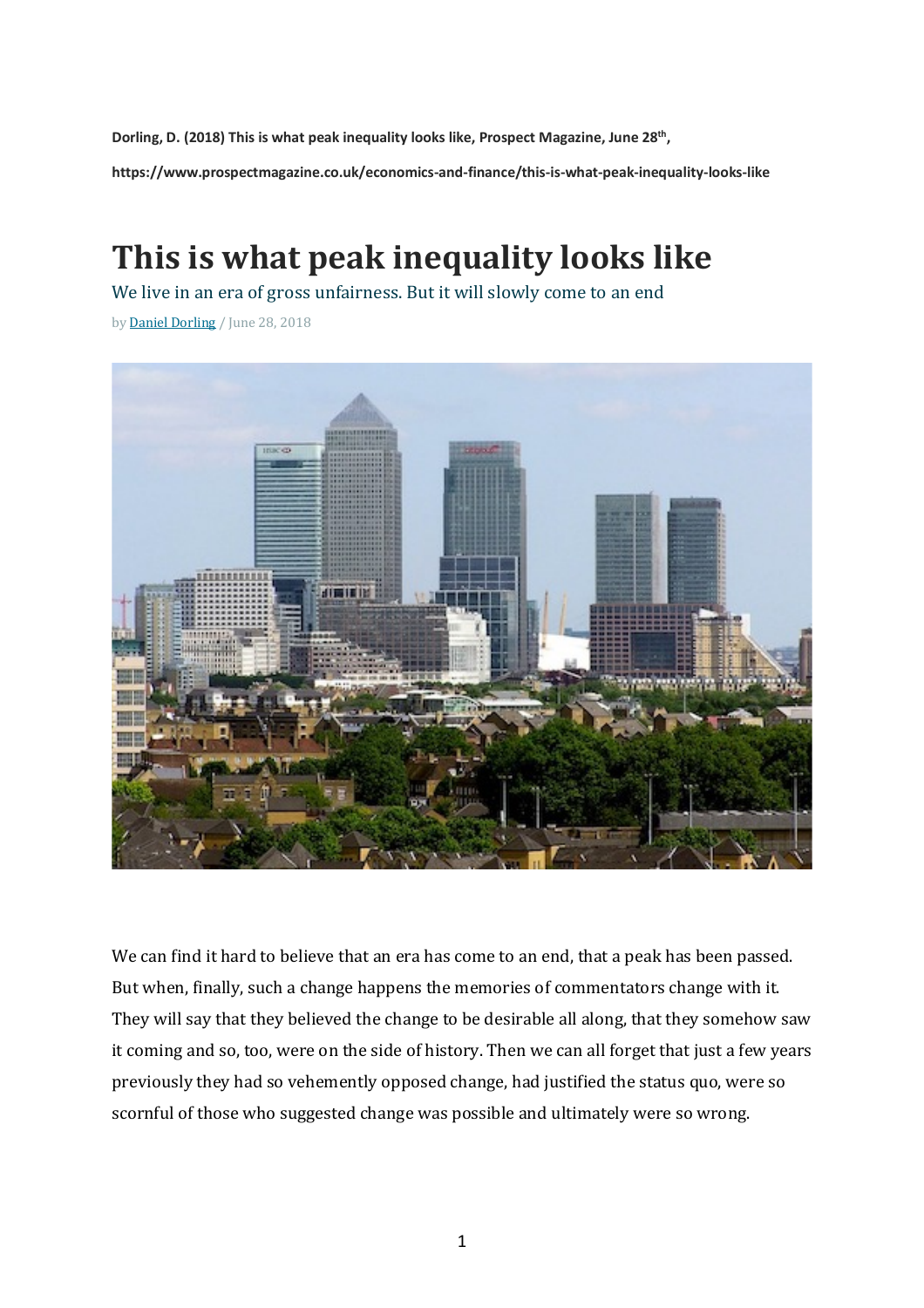**Dorling, D. (2018) This is what peak inequality looks like, Prospect Magazine, June 28th,**

**https://www.prospectmagazine.co.uk/economics-and-finance/this-is-what-peak-inequality-looks-like**

# This is what peak inequality looks like

We live in an era of gross unfairness. But it will slowly come to an end

by Daniel Dorling / June 28, 2018

We can find it hard to believe that an era has come to an end, that a peak has been passed. But when, finally, such a change happens the memories of commentators change with it. They will say that they believed the change to be desirable all along, that they somehow saw it coming and so, too, were on the side of history. Then we can all forget that just a few years previously they had so vehemently opposed change, had justified the status quo, were so scornful of those who suggested change was possible and ultimately were so wrong.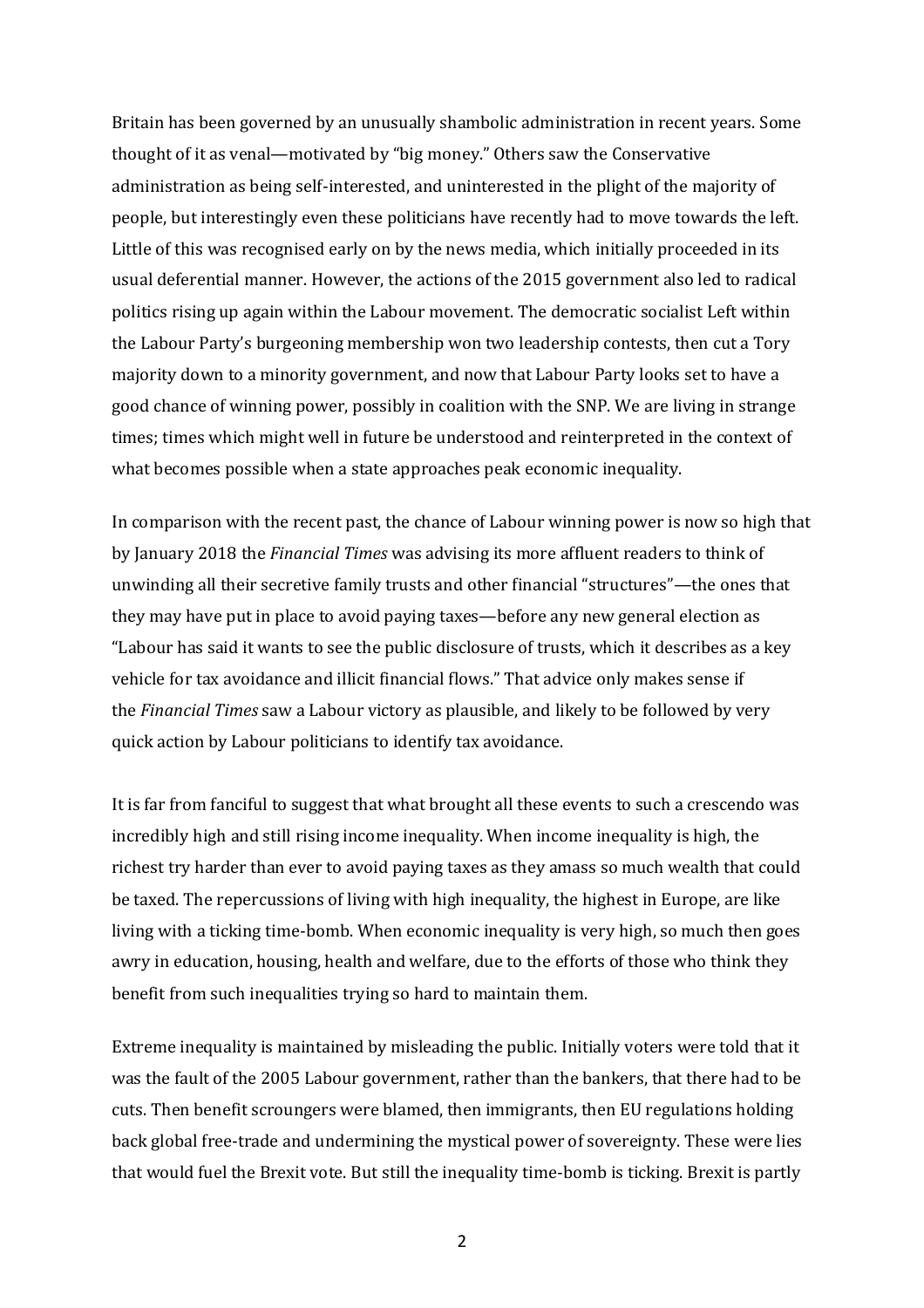Britain has been governed by an unusually shambolic administration in recent years. Some thought of it as venal—motivated by "big money." Others saw the Conservative administration as being self-interested, and uninterested in the plight of the majority of people, but interestingly even these politicians have recently had to move towards the left. Little of this was recognised early on by the news media, which initially proceeded in its usual deferential manner. However, the actions of the 2015 government also led to radical politics rising up again within the Labour movement. The democratic socialist Left within the Labour Party's burgeoning membership won two leadership contests, then cut a Tory majority down to a minority government, and now that Labour Party looks set to have a good chance of winning power, possibly in coalition with the SNP. We are living in strange times; times which might well in future be understood and reinterpreted in the context of what becomes possible when a state approaches peak economic inequality.

In comparison with the recent past, the chance of Labour winning power is now so high that by January 2018 the *Financial Times* was advising its more affluent readers to think of unwinding all their secretive family trusts and other financial "structures"—the ones that they may have put in place to avoid paying taxes—before any new general election as "Labour has said it wants to see the public disclosure of trusts, which it describes as a key vehicle for tax avoidance and illicit financial flows." That advice only makes sense if the *Financial Times* saw a Labour victory as plausible, and likely to be followed by very quick action by Labour politicians to identify tax avoidance.

It is far from fanciful to suggest that what brought all these events to such a crescendo was incredibly high and still rising income inequality. When income inequality is high, the richest try harder than ever to avoid paying taxes as they amass so much wealth that could be taxed. The repercussions of living with high inequality, the highest in Europe, are like living with a ticking time-bomb. When economic inequality is very high, so much then goes awry in education, housing, health and welfare, due to the efforts of those who think they benefit from such inequalities trying so hard to maintain them.

Extreme inequality is maintained by misleading the public. Initially voters were told that it was the fault of the 2005 Labour government, rather than the bankers, that there had to be cuts. Then benefit scroungers were blamed, then immigrants, then EU regulations holding back global free-trade and undermining the mystical power of sovereignty. These were lies that would fuel the Brexit vote. But still the inequality time-bomb is ticking. Brexit is partly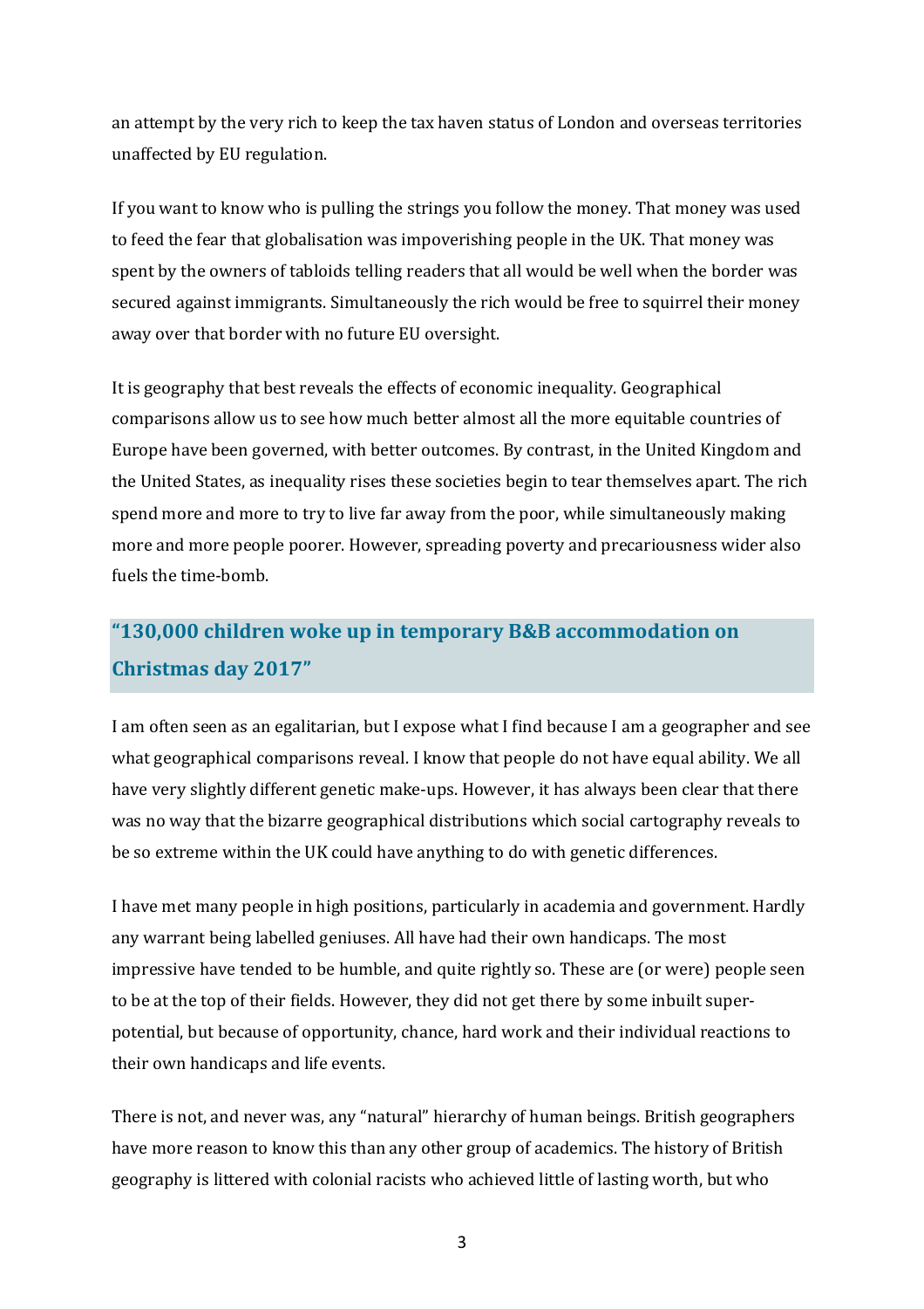an attempt by the very rich to keep the tax haven status of London and overseas territories unaffected by EU regulation.

If you want to know who is pulling the strings you follow the money. That money was used to feed the fear that globalisation was impoverishing people in the UK. That money was spent by the owners of tabloids telling readers that all would be well when the border was secured against immigrants. Simultaneously the rich would be free to squirrel their money away over that border with no future EU oversight.

It is geography that best reveals the effects of economic inequality. Geographical comparisons allow us to see how much better almost all the more equitable countries of Europe have been governed, with better outcomes. By contrast, in the United Kingdom and the United States, as inequality rises these societies begin to tear themselves apart. The rich spend more and more to try to live far away from the poor, while simultaneously making more and more people poorer. However, spreading poverty and precariousness wider also fuels the time-bomb.

> **"130,000 children woke up in temporary B&B accommodation on Christmas day 2017"**

I am often seen as an egalitarian, but I expose what I find because I am a geographer and see what geographical comparisons reveal. I know that people do not have equal ability. We all have very slightly different genetic make-ups. However, it has always been clear that there was no way that the bizarre geographical distributions which social cartography reveals to be so extreme within the UK could have anything to do with genetic differences.

I have met many people in high positions, particularly in academia and government. Hardly any warrant being labelled geniuses. All have had their own handicaps. The most impressive have tended to be humble, and quite rightly so. These are (or were) people seen to be at the top of their fields. However, they did not get there by some inbuilt super-potential, but because of opportunity, chance, hard work and their individual reactions to their own handicaps and life events.

There is not, and never was, any "natural" hierarchy of human beings. British geographers have more reason to know this than any other group of academics. The history of British geography is littered with colonial racists who achieved little of lasting worth, but who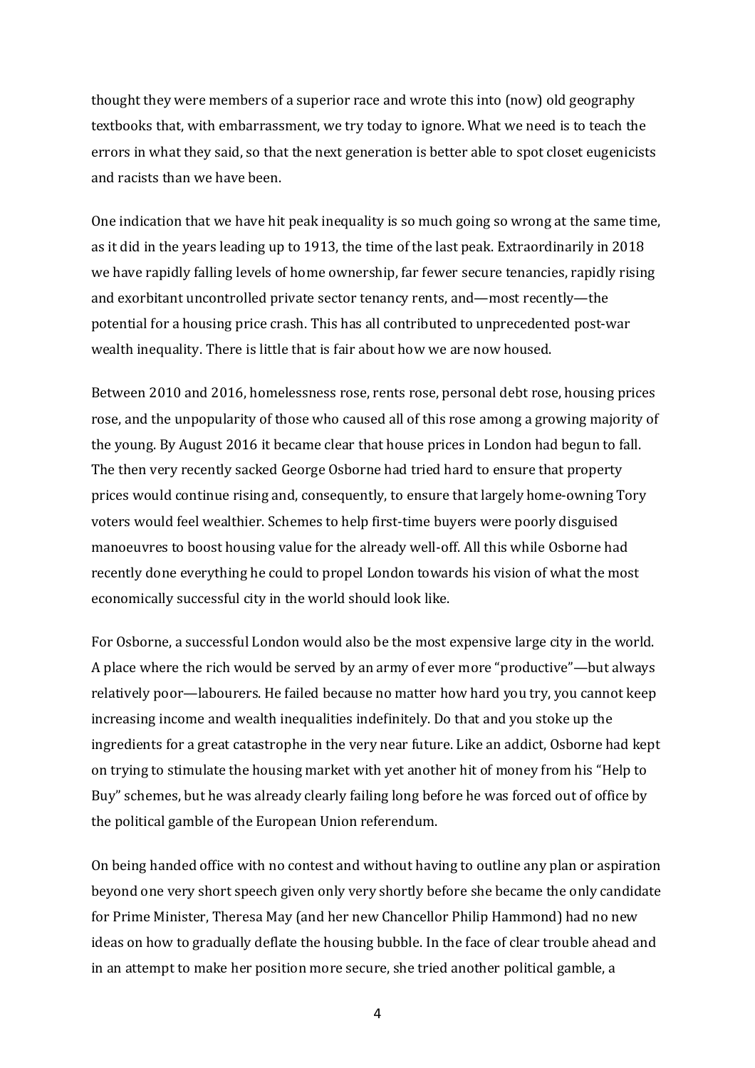thought they were members of a superior race and wrote this into (now) old geography textbooks that, with embarrassment, we try today to ignore. What we need is to teach the errors in what they said, so that the next generation is better able to spot closet eugenicists and racists than we have been.

One indication that we have hit peak inequality is so much going so wrong at the same time, as it did in the years leading up to 1913, the time of the last peak. Extraordinarily in 2018 we have rapidly falling levels of home ownership, far fewer secure tenancies, rapidly rising and exorbitant uncontrolled private sector tenancy rents, and—most recently—the potential for a housing price crash. This has all contributed to unprecedented post-war wealth inequality. There is little that is fair about how we are now housed.

Between 2010 and 2016, homelessness rose, rents rose, personal debt rose, housing prices rose, and the unpopularity of those who caused all of this rose among a growing majority of the young. By August 2016 it became clear that house prices in London had begun to fall. The then very recently sacked George Osborne had tried hard to ensure that property prices would continue rising and, consequently, to ensure that largely home-owning Tory voters would feel wealthier. Schemes to help first-time buyers were poorly disguised manoeuvres to boost housing value for the already well-off. All this while Osborne had recently done everything he could to propel London towards his vision of what the most economically successful city in the world should look like.

For Osborne, a successful London would also be the most expensive large city in the world. A place where the rich would be served by an army of ever more "productive"—but always relatively poor—labourers. He failed because no matter how hard you try, you cannot keep increasing income and wealth inequalities indefinitely. Do that and you stoke up the ingredients for a great catastrophe in the very near future. Like an addict, Osborne had kept on trying to stimulate the housing market with yet another hit of money from his "Help to Buy" schemes, but he was already clearly failing long before he was forced out of office by the political gamble of the European Union referendum.

On being handed office with no contest and without having to outline any plan or aspiration beyond one very short speech given only very shortly before she became the only candidate for Prime Minister, Theresa May (and her new Chancellor Philip Hammond) had no new ideas on how to gradually deflate the housing bubble. In the face of clear trouble ahead and in an attempt to make her position more secure, she tried another political gamble, a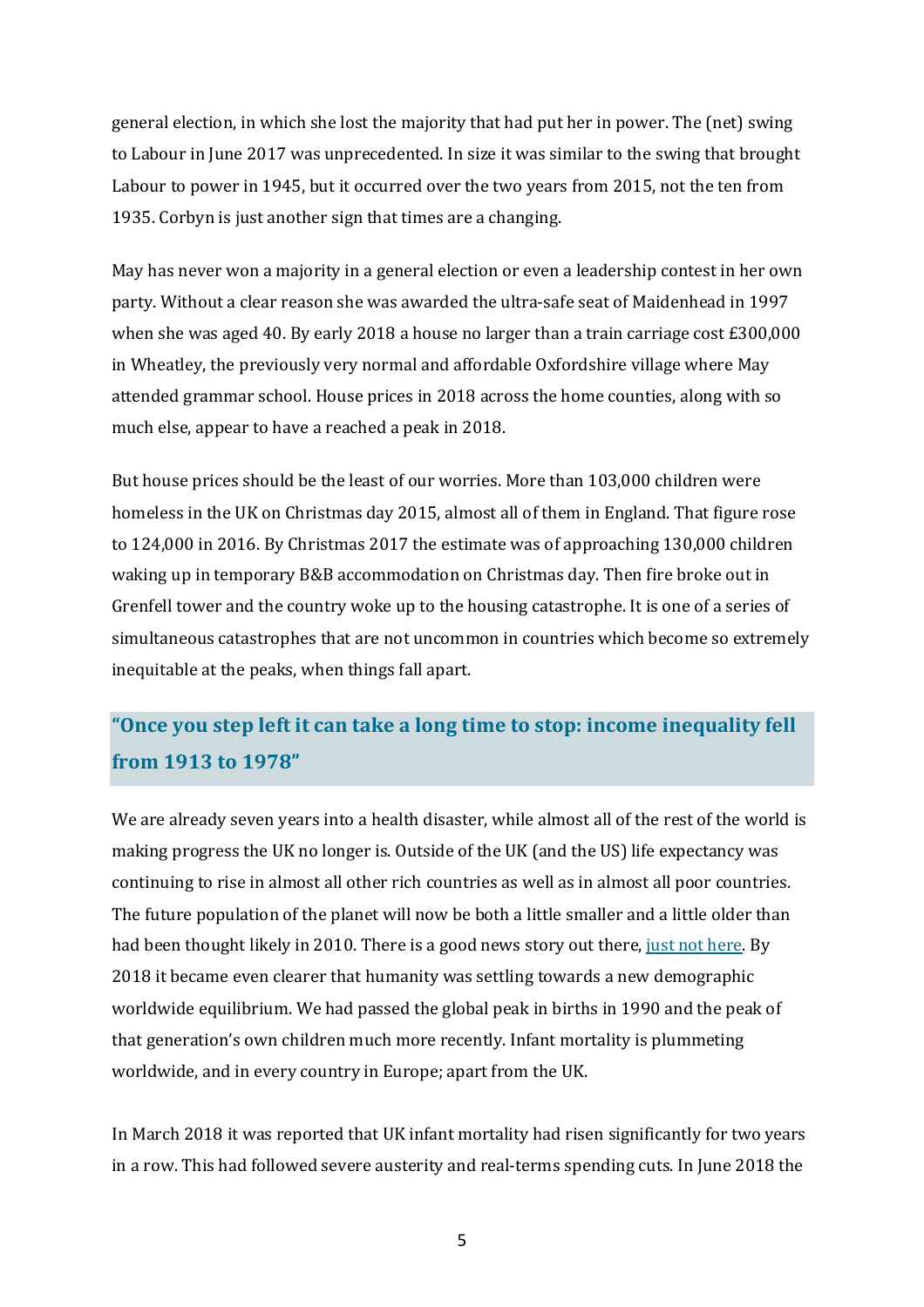general election, in which she lost the majority that had put her in power. The (net) swing to Labour in June 2017 was unprecedented. In size it was similar to the swing that brought Labour to power in 1945, but it occurred over the two years from 2015, not the ten from 1935. Corbyn is just another sign that times are a changing.

May has never won a majority in a general election or even a leadership contest in her own party. Without a clear reason she was awarded the ultra-safe seat of Maidenhead in 1997 when she was aged 40. By early 2018 a house no larger than a train carriage cost £300,000 in Wheatley, the previously very normal and affordable Oxfordshire village where May attended grammar school. House prices in 2018 across the home counties, along with so much else, appear to have a reached a peak in 2018.

But house prices should be the least of our worries. More than 103,000 children were homeless in the UK on Christmas day 2015, almost all of them in England. That figure rose to 124,000 in 2016. By Christmas 2017 the estimate was of approaching 130,000 children waking up in temporary B&B accommodation on Christmas day. Then fire broke out in Grenfell tower and the country woke up to the housing catastrophe. It is one of a series of simultaneous catastrophes that are not uncommon in countries which become so extremely inequitable at the peaks, when things fall apart.

> **"Once you step left it can take a long time to stop: income inequality fell from 1913 to 1978"**

We are already seven years into a health disaster, while almost all of the rest of the world is making progress the UK no longer is. Outside of the UK (and the US) life expectancy was continuing to rise in almost all other rich countries as well as in almost all poor countries. The future population of the planet will now be both a little smaller and a little older than had been thought likely in 2010. There is a good news story out there, just not here. By 2018 it became even clearer that humanity was settling towards a new demographic worldwide equilibrium. We had passed the global peak in births in 1990 and the peak of that generation's own children much more recently. Infant mortality is plummeting worldwide, and in every country in Europe; apart from the UK.

In March 2018 it was reported that UK infant mortality had risen significantly for two years in a row. This had followed severe austerity and real-terms spending cuts. In June 2018 the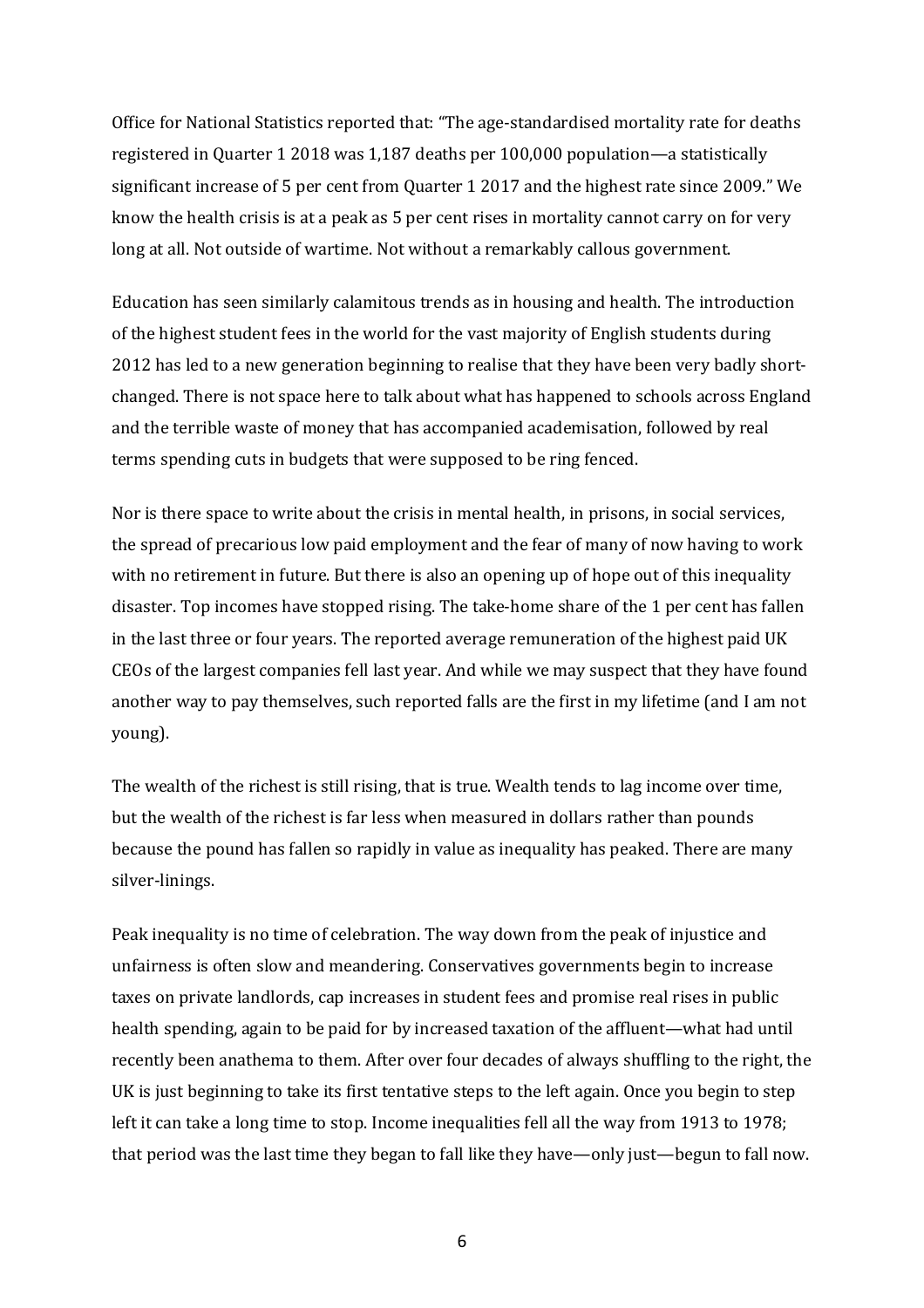Office for National Statistics reported that: "The age-standardised mortality rate for deaths registered in Quarter 1 2018 was 1,187 deaths per 100,000 population—a statistically significant increase of 5 per cent from Quarter 1 2017 and the highest rate since 2009." We know the health crisis is at a peak as 5 per cent rises in mortality cannot carry on for very long at all. Not outside of wartime. Not without a remarkably callous government.

Education has seen similarly calamitous trends as in housing and health. The introduction of the highest student fees in the world for the vast majority of English students during 2012 has led to a new generation beginning to realise that they have been very badly short-changed. There is not space here to talk about what has happened to schools across England and the terrible waste of money that has accompanied academisation, followed by real terms spending cuts in budgets that were supposed to be ring fenced.

Nor is there space to write about the crisis in mental health, in prisons, in social services, the spread of precarious low paid employment and the fear of many of now having to work with no retirement in future. But there is also an opening up of hope out of this inequality disaster. Top incomes have stopped rising. The take-home share of the 1 per cent has fallen in the last three or four years. The reported average remuneration of the highest paid UK CEOs of the largest companies fell last year. And while we may suspect that they have found another way to pay themselves, such reported falls are the first in my lifetime (and I am not young).

The wealth of the richest is still rising, that is true. Wealth tends to lag income over time, but the wealth of the richest is far less when measured in dollars rather than pounds because the pound has fallen so rapidly in value as inequality has peaked. There are many silver-linings.

Peak inequality is no time of celebration. The way down from the peak of injustice and unfairness is often slow and meandering. Conservatives governments begin to increase taxes on private landlords, cap increases in student fees and promise real rises in public health spending, again to be paid for by increased taxation of the affluent—what had until recently been anathema to them. After over four decades of always shuffling to the right, the UK is just beginning to take its first tentative steps to the left again. Once you begin to step left it can take a long time to stop. Income inequalities fell all the way from 1913 to 1978; that period was the last time they began to fall like they have—only just—begun to fall now.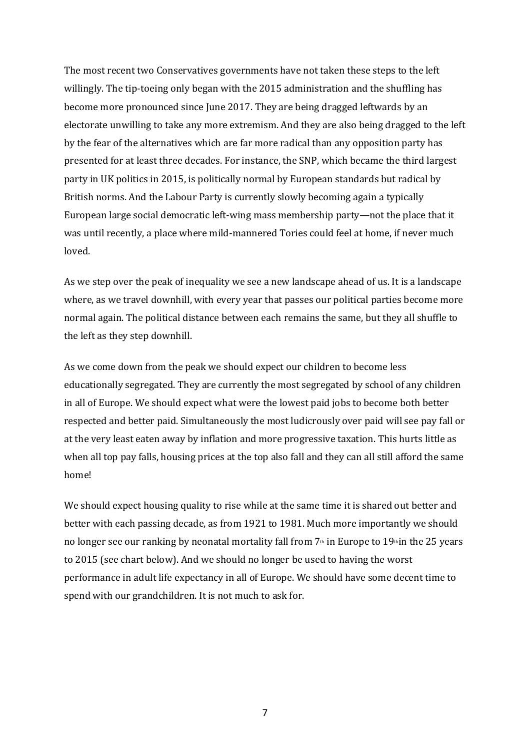The most recent two Conservatives governments have not taken these steps to the left willingly. The tip-toeing only began with the 2015 administration and the shuffling has become more pronounced since June 2017. They are being dragged leftwards by an electorate unwilling to take any more extremism. And they are also being dragged to the left by the fear of the alternatives which are far more radical than any opposition party has presented for at least three decades. For instance, the SNP, which became the third largest party in UK politics in 2015, is politically normal by European standards but radical by British norms. And the Labour Party is currently slowly becoming again a typically European large social democratic left-wing mass membership party—not the place that it was until recently, a place where mild-mannered Tories could feel at home, if never much loved.

As we step over the peak of inequality we see a new landscape ahead of us. It is a landscape where, as we travel downhill, with every year that passes our political parties become more normal again. The political distance between each remains the same, but they all shuffle to the left as they step downhill.

As we come down from the peak we should expect our children to become less educationally segregated. They are currently the most segregated by school of any children in all of Europe. We should expect what were the lowest paid jobs to become both better respected and better paid. Simultaneously the most ludicrously over paid will see pay fall or at the very least eaten away by inflation and more progressive taxation. This hurts little as when all top pay falls, housing prices at the top also fall and they can all still afford the same home!

We should expect housing quality to rise while at the same time it is shared out better and better with each passing decade, as from 1921 to 1981. Much more importantly we should no longer see our ranking by neonatal mortality fall from 7th in Europe to 19th in the 25 years to 2015 (see chart below). And we should no longer be used to having the worst performance in adult life expectancy in all of Europe. We should have some decent time to spend with our grandchildren. It is not much to ask for.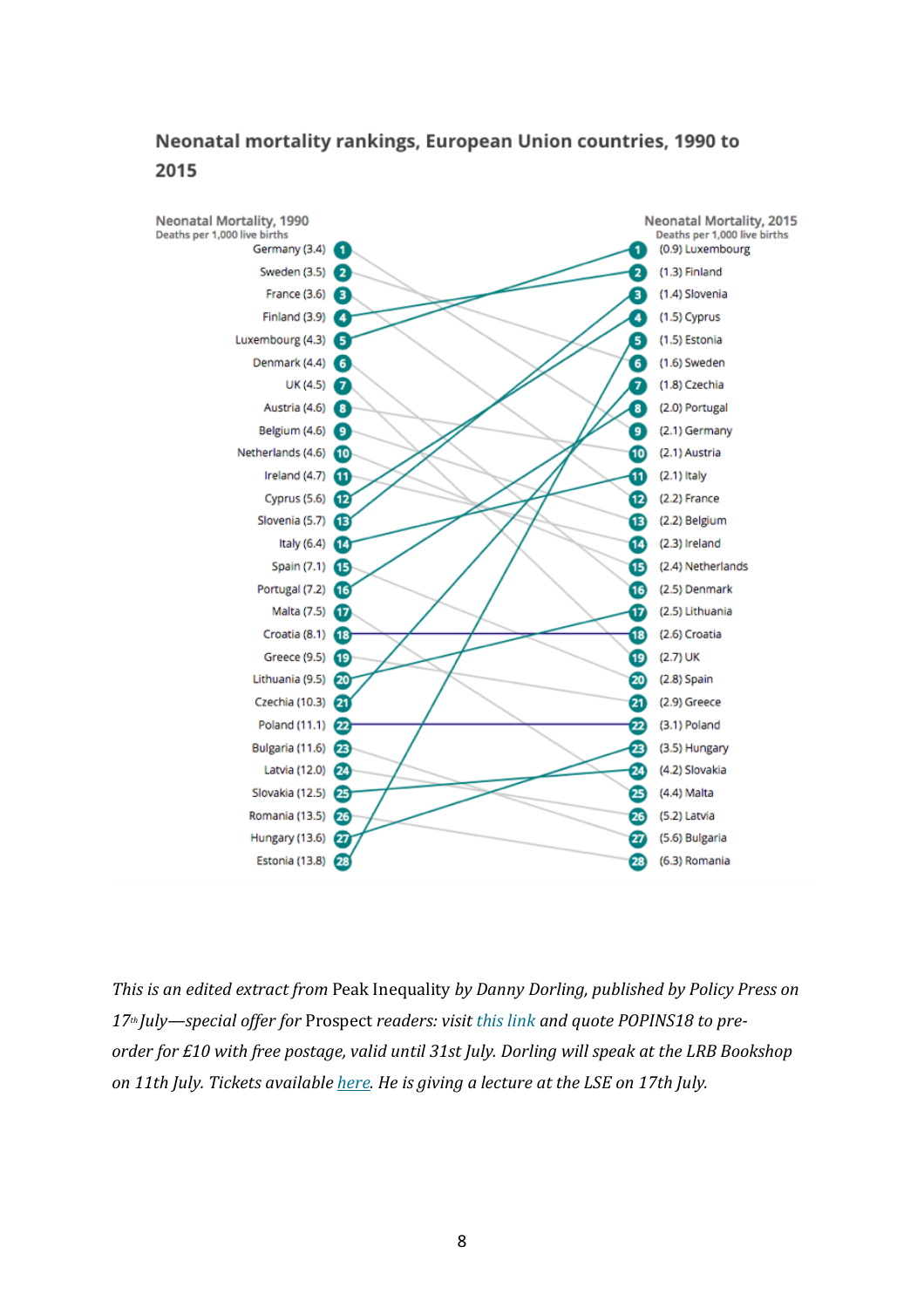## Neonatal mortality rankings, European Union countries, 1990 to 2015

Neonatal Mortality, 1990
Deaths per 1,000 live births

Germany (3.4) 1
Sweden (3.5) 2
France (3.6) 3
Finland (3.9) 4
Luxembourg (4.3) 5
Denmark (4.4) 6
UK (4.5) 7
Austria (4.6) 8
Belgium (4.6) 9
Netherlands (4.6) 10
Ireland (4.7) 11
Cyprus (5.6) 12
Slovenia (5.7) 13
Italy (6.4) 14
Spain (7.1) 15
Portugal (7.2) 16
Malta (7.5) 17
Croatia (8.1) 18
Greece (9.5) 19
Lithuania (9.5) 20
Czechia (10.3) 21
Poland (11.1) 22
Bulgaria (11.6) 23
Latvia (12.0) 24
Slovakia (12.5) 25
Romania (13.5) 26
Hungary (13.6) 27
Estonia (13.8) 28

Neonatal Mortality, 2015
Deaths per 1,000 live births

1 (0.9) Luxembourg
2 (1.3) Finland
3 (1.4) Slovenia
4 (1.5) Cyprus
5 (1.5) Estonia
6 (1.6) Sweden
7 (1.8) Czechia
8 (2.0) Portugal
9 (2.1) Germany
10 (2.1) Austria
11 (2.1) Italy
12 (2.2) France
13 (2.2) Belgium
14 (2.3) Ireland
15 (2.4) Netherlands
16 (2.5) Denmark
17 (2.5) Lithuania
18 (2.6) Croatia
19 (2.7) UK
20 (2.8) Spain
21 (2.9) Greece
22 (3.1) Poland
23 (3.5) Hungary
24 (4.2) Slovakia
25 (4.4) Malta
26 (5.2) Latvia
27 (5.6) Bulgaria
28 (6.3) Romania

*This is an edited extract from* Peak Inequality *by Danny Dorling, published by Policy Press on 17th July—special offer for* Prospect *readers: visit this link and quote POPINS18 to pre-order for £10 with free postage, valid until 31st July. Dorling will speak at the LRB Bookshop on 11th July. Tickets available here. He is giving a lecture at the LSE on 17th July.*